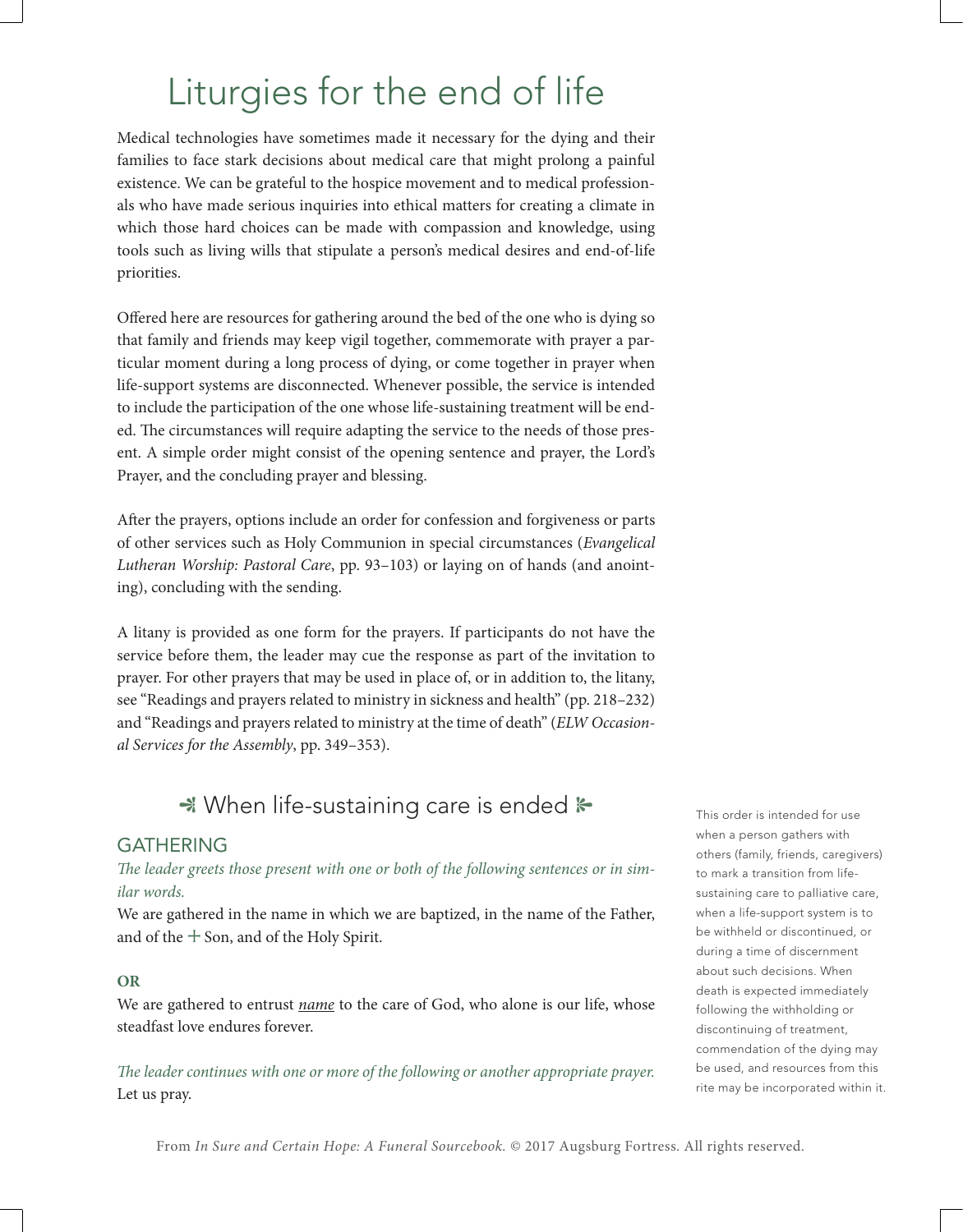# Liturgies for the end of life

Medical technologies have sometimes made it necessary for the dying and their families to face stark decisions about medical care that might prolong a painful existence. We can be grateful to the hospice movement and to medical professionals who have made serious inquiries into ethical matters for creating a climate in which those hard choices can be made with compassion and knowledge, using tools such as living wills that stipulate a person's medical desires and end-of-life priorities.

Offered here are resources for gathering around the bed of the one who is dying so that family and friends may keep vigil together, commemorate with prayer a particular moment during a long process of dying, or come together in prayer when life-support systems are disconnected. Whenever possible, the service is intended to include the participation of the one whose life-sustaining treatment will be ended. The circumstances will require adapting the service to the needs of those present. A simple order might consist of the opening sentence and prayer, the Lord's Prayer, and the concluding prayer and blessing.

After the prayers, options include an order for confession and forgiveness or parts of other services such as Holy Communion in special circumstances (*Evangelical Lutheran Worship: Pastoral Care*, pp. 93–103) or laying on of hands (and anointing), concluding with the sending.

A litany is provided as one form for the prayers. If participants do not have the service before them, the leader may cue the response as part of the invitation to prayer. For other prayers that may be used in place of, or in addition to, the litany, see "Readings and prayers related to ministry in sickness and health" (pp. 218–232) and "Readings and prayers related to ministry at the time of death" (*ELW Occasional Services for the Assembly*, pp. 349–353).

## When life-sustaining care is ended

This order is intended for use when a person gathers with others (family, friends, caregivers) to mark a transition from life-sustaining care to palliative care, when a life-support system is to be withheld or discontinued, or during a time of discernment about such decisions. When death is expected immediately following the withholding or discontinuing of treatment, commendation of the dying may be used, and resources from this rite may be incorporated within it.

### GATHERING

*The leader greets those present with one or both of the following sentences or in similar words.*

We are gathered in the name in which we are baptized, in the name of the Father, and of the + Son, and of the Holy Spirit.

**OR**

We are gathered to entrust *name* to the care of God, who alone is our life, whose steadfast love endures forever.

*The leader continues with one or more of the following or another appropriate prayer.*

Let us pray.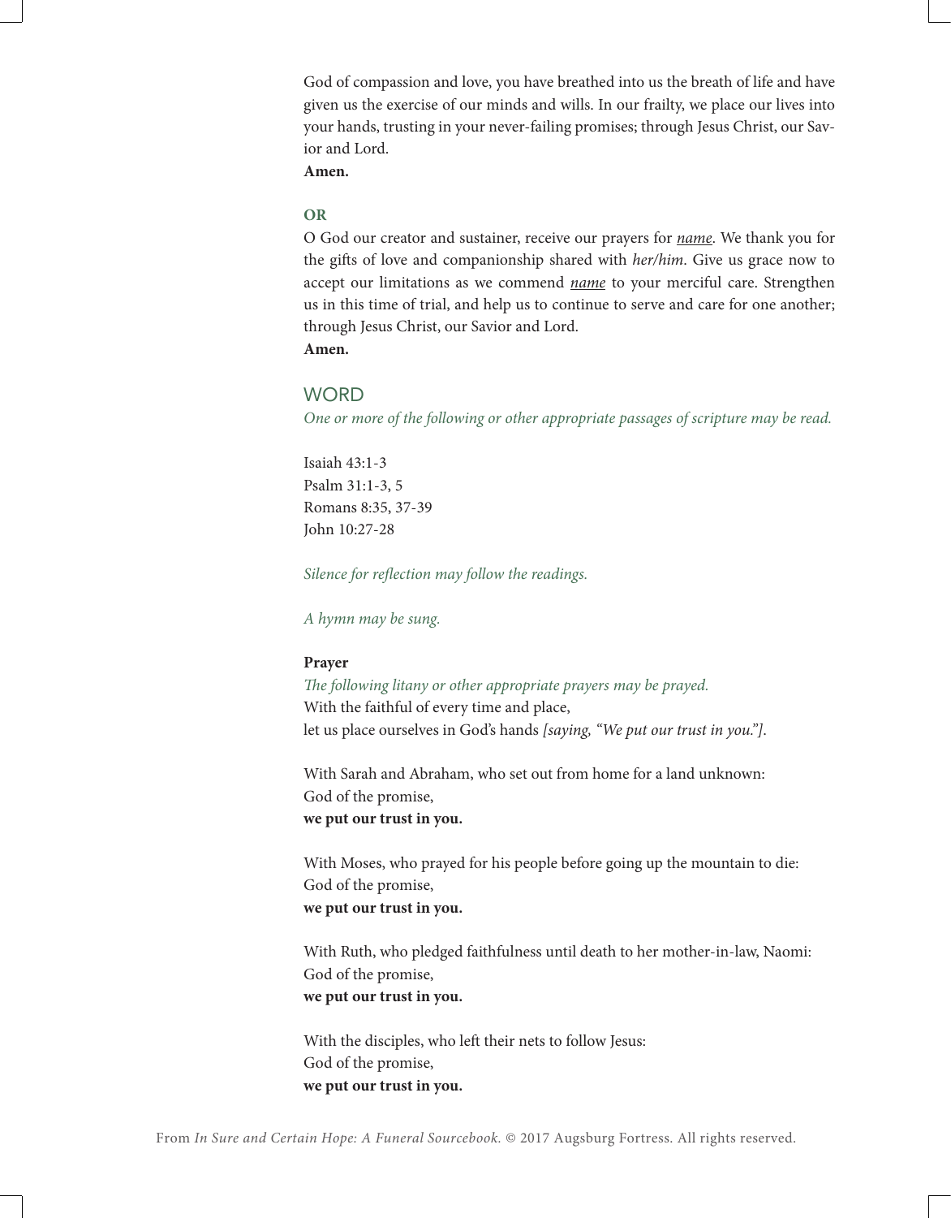God of compassion and love, you have breathed into us the breath of life and have given us the exercise of our minds and wills. In our frailty, we place our lives into your hands, trusting in your never-failing promises; through Jesus Christ, our Savior and Lord.
**Amen.**

**OR**

O God our creator and sustainer, receive our prayers for _name_. We thank you for the gifts of love and companionship shared with *her/him*. Give us grace now to accept our limitations as we commend _name_ to your merciful care. Strengthen us in this time of trial, and help us to continue to serve and care for one another; through Jesus Christ, our Savior and Lord.
**Amen.**

## WORD

*One or more of the following or other appropriate passages of scripture may be read.*

Isaiah 43:1-3
Psalm 31:1-3, 5
Romans 8:35, 37-39
John 10:27-28

*Silence for reflection may follow the readings.*

*A hymn may be sung.*

**Prayer**
*The following litany or other appropriate prayers may be prayed.*
With the faithful of every time and place,
let us place ourselves in God's hands *[saying, "We put our trust in you."]*.

With Sarah and Abraham, who set out from home for a land unknown:
God of the promise,
**we put our trust in you.**

With Moses, who prayed for his people before going up the mountain to die:
God of the promise,
**we put our trust in you.**

With Ruth, who pledged faithfulness until death to her mother-in-law, Naomi:
God of the promise,
**we put our trust in you.**

With the disciples, who left their nets to follow Jesus:
God of the promise,
**we put our trust in you.**

From *In Sure and Certain Hope: A Funeral Sourcebook.* © 2017 Augsburg Fortress. All rights reserved.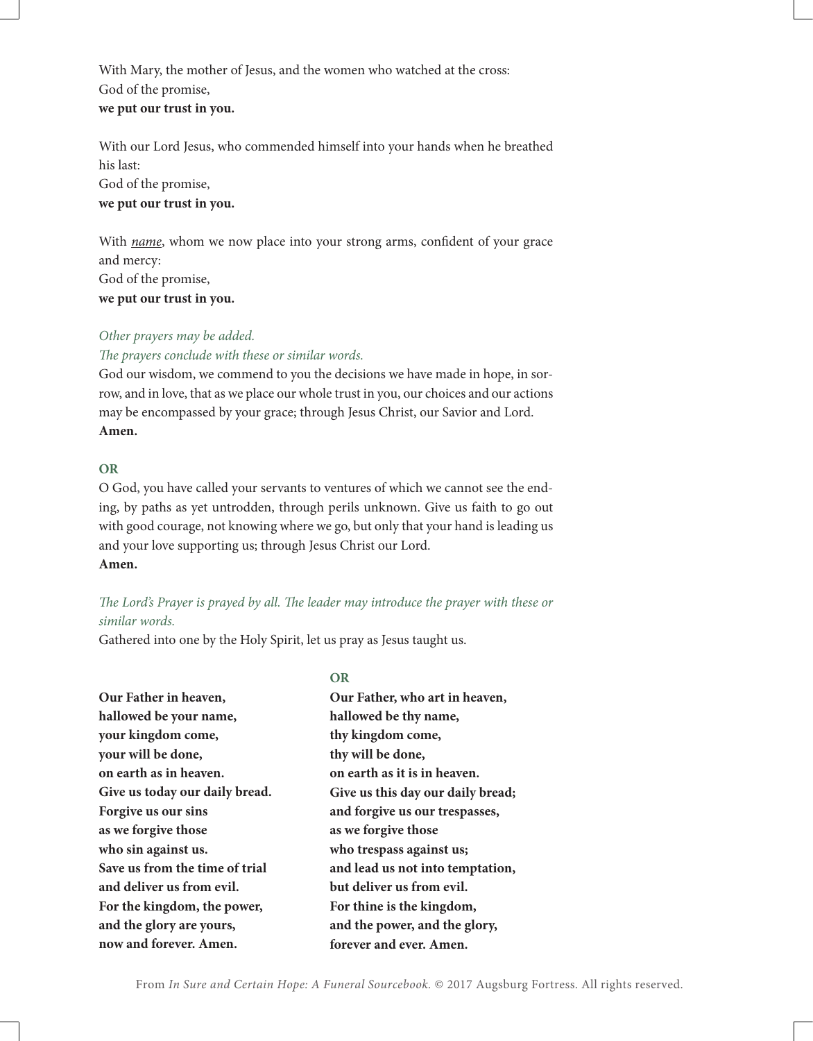With Mary, the mother of Jesus, and the women who watched at the cross:  
God of the promise,  
**we put our trust in you.**

With our Lord Jesus, who commended himself into your hands when he breathed his last:  
God of the promise,  
**we put our trust in you.**

With *name*, whom we now place into your strong arms, confident of your grace and mercy:  
God of the promise,  
**we put our trust in you.**

*Other prayers may be added.*  
*The prayers conclude with these or similar words.*  
God our wisdom, we commend to you the decisions we have made in hope, in sorrow, and in love, that as we place our whole trust in you, our choices and our actions may be encompassed by your grace; through Jesus Christ, our Savior and Lord.  
**Amen.**

**OR**  
O God, you have called your servants to ventures of which we cannot see the ending, by paths as yet untrodden, through perils unknown. Give us faith to go out with good courage, not knowing where we go, but only that your hand is leading us and your love supporting us; through Jesus Christ our Lord.  
**Amen.**

*The Lord's Prayer is prayed by all. The leader may introduce the prayer with these or similar words.*  
Gathered into one by the Holy Spirit, let us pray as Jesus taught us.

**Our Father in heaven,**  
**hallowed be your name,**  
**your kingdom come,**  
**your will be done,**  
**on earth as in heaven.**  
**Give us today our daily bread.**  
**Forgive us our sins**  
**as we forgive those**  
**who sin against us.**  
**Save us from the time of trial**  
**and deliver us from evil.**  
**For the kingdom, the power,**  
**and the glory are yours,**  
**now and forever. Amen.**

**OR**  
**Our Father, who art in heaven,**  
**hallowed be thy name,**  
**thy kingdom come,**  
**thy will be done,**  
**on earth as it is in heaven.**  
**Give us this day our daily bread;**  
**and forgive us our trespasses,**  
**as we forgive those**  
**who trespass against us;**  
**and lead us not into temptation,**  
**but deliver us from evil.**  
**For thine is the kingdom,**  
**and the power, and the glory,**  
**forever and ever. Amen.**

From *In Sure and Certain Hope: A Funeral Sourcebook.* © 2017 Augsburg Fortress. All rights reserved.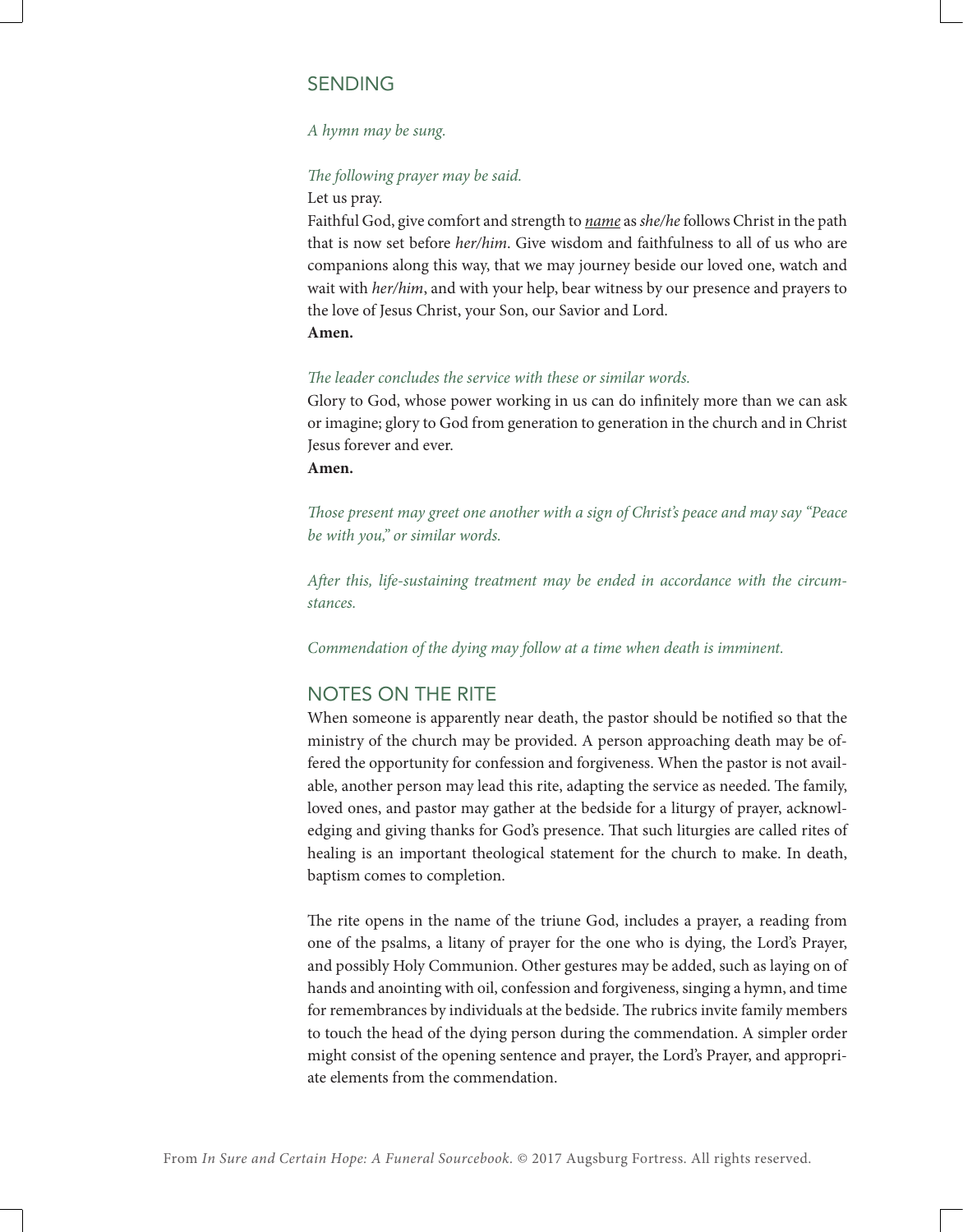## SENDING

*A hymn may be sung.*

*The following prayer may be said.*

Let us pray.

Faithful God, give comfort and strength to *name* as *she/he* follows Christ in the path that is now set before *her/him*. Give wisdom and faithfulness to all of us who are companions along this way, that we may journey beside our loved one, watch and wait with *her/him*, and with your help, bear witness by our presence and prayers to the love of Jesus Christ, your Son, our Savior and Lord.

**Amen.**

*The leader concludes the service with these or similar words.*

Glory to God, whose power working in us can do infinitely more than we can ask or imagine; glory to God from generation to generation in the church and in Christ Jesus forever and ever.

**Amen.**

*Those present may greet one another with a sign of Christ's peace and may say "Peace be with you," or similar words.*

*After this, life-sustaining treatment may be ended in accordance with the circumstances.*

*Commendation of the dying may follow at a time when death is imminent.*

## NOTES ON THE RITE

When someone is apparently near death, the pastor should be notified so that the ministry of the church may be provided. A person approaching death may be offered the opportunity for confession and forgiveness. When the pastor is not available, another person may lead this rite, adapting the service as needed. The family, loved ones, and pastor may gather at the bedside for a liturgy of prayer, acknowledging and giving thanks for God's presence. That such liturgies are called rites of healing is an important theological statement for the church to make. In death, baptism comes to completion.

The rite opens in the name of the triune God, includes a prayer, a reading from one of the psalms, a litany of prayer for the one who is dying, the Lord's Prayer, and possibly Holy Communion. Other gestures may be added, such as laying on of hands and anointing with oil, confession and forgiveness, singing a hymn, and time for remembrances by individuals at the bedside. The rubrics invite family members to touch the head of the dying person during the commendation. A simpler order might consist of the opening sentence and prayer, the Lord's Prayer, and appropriate elements from the commendation.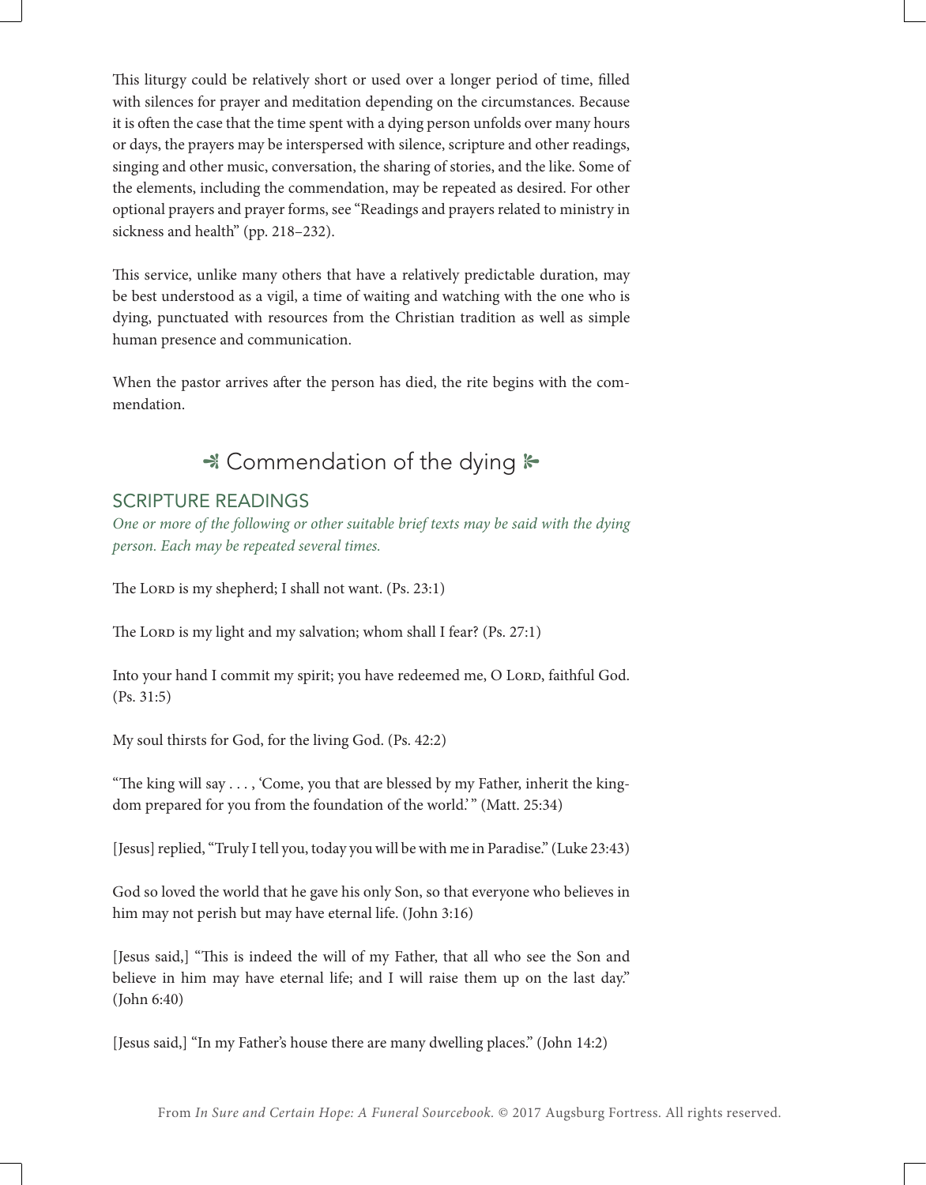This liturgy could be relatively short or used over a longer period of time, filled with silences for prayer and meditation depending on the circumstances. Because it is often the case that the time spent with a dying person unfolds over many hours or days, the prayers may be interspersed with silence, scripture and other readings, singing and other music, conversation, the sharing of stories, and the like. Some of the elements, including the commendation, may be repeated as desired. For other optional prayers and prayer forms, see "Readings and prayers related to ministry in sickness and health" (pp. 218–232).

This service, unlike many others that have a relatively predictable duration, may be best understood as a vigil, a time of waiting and watching with the one who is dying, punctuated with resources from the Christian tradition as well as simple human presence and communication.

When the pastor arrives after the person has died, the rite begins with the commendation.

## Commendation of the dying

### SCRIPTURE READINGS

*One or more of the following or other suitable brief texts may be said with the dying person. Each may be repeated several times.*

The LORD is my shepherd; I shall not want. (Ps. 23:1)

The LORD is my light and my salvation; whom shall I fear? (Ps. 27:1)

Into your hand I commit my spirit; you have redeemed me, O LORD, faithful God. (Ps. 31:5)

My soul thirsts for God, for the living God. (Ps. 42:2)

"The king will say . . . , 'Come, you that are blessed by my Father, inherit the kingdom prepared for you from the foundation of the world.' " (Matt. 25:34)

[Jesus] replied, "Truly I tell you, today you will be with me in Paradise." (Luke 23:43)

God so loved the world that he gave his only Son, so that everyone who believes in him may not perish but may have eternal life. (John 3:16)

[Jesus said,] "This is indeed the will of my Father, that all who see the Son and believe in him may have eternal life; and I will raise them up on the last day." (John 6:40)

[Jesus said,] "In my Father's house there are many dwelling places." (John 14:2)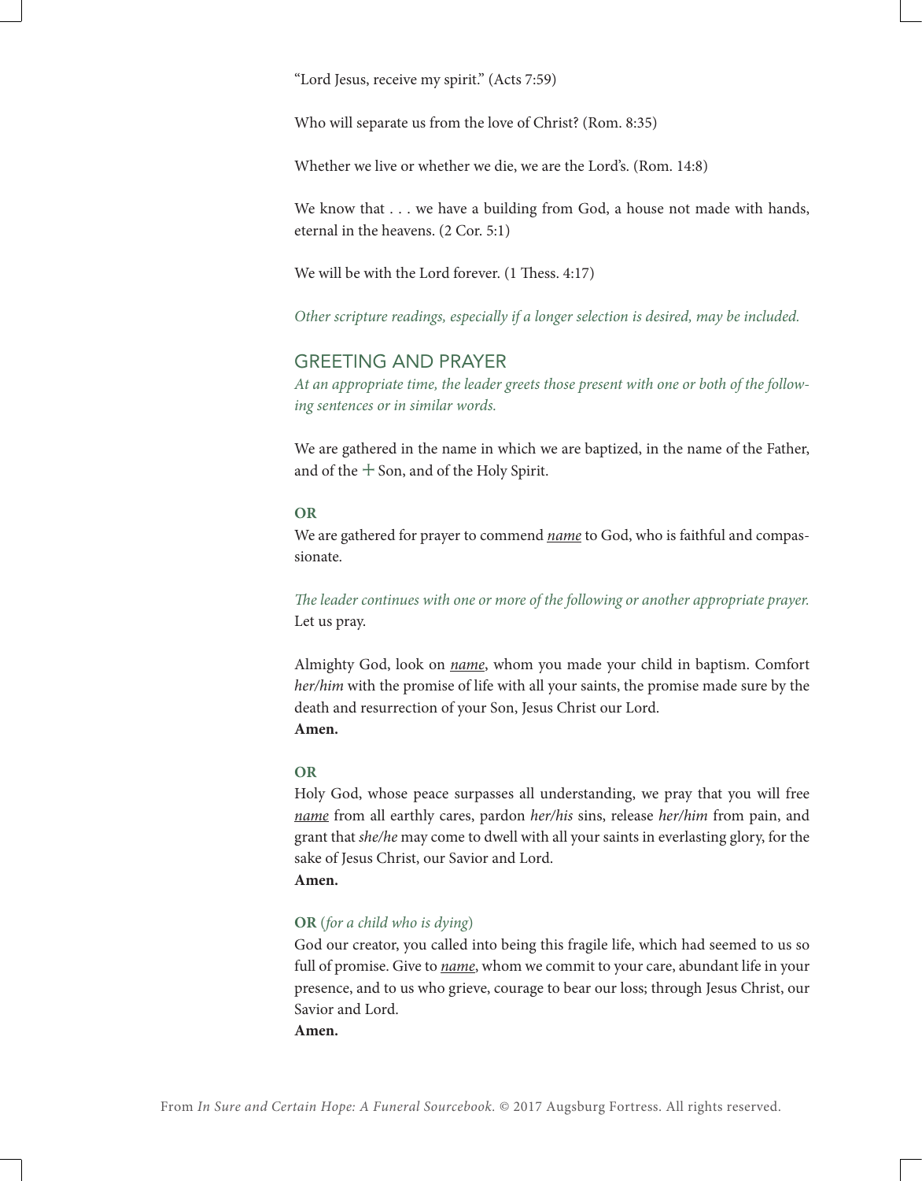"Lord Jesus, receive my spirit." (Acts 7:59)

Who will separate us from the love of Christ? (Rom. 8:35)

Whether we live or whether we die, we are the Lord's. (Rom. 14:8)

We know that . . . we have a building from God, a house not made with hands, eternal in the heavens. (2 Cor. 5:1)

We will be with the Lord forever. (1 Thess. 4:17)

*Other scripture readings, especially if a longer selection is desired, may be included.*

## GREETING AND PRAYER

*At an appropriate time, the leader greets those present with one or both of the following sentences or in similar words.*

We are gathered in the name in which we are baptized, in the name of the Father, and of the + Son, and of the Holy Spirit.

**OR**

We are gathered for prayer to commend *name* to God, who is faithful and compassionate.

*The leader continues with one or more of the following or another appropriate prayer.*

Let us pray.

Almighty God, look on *name*, whom you made your child in baptism. Comfort *her/him* with the promise of life with all your saints, the promise made sure by the death and resurrection of your Son, Jesus Christ our Lord.

**Amen.**

**OR**

Holy God, whose peace surpasses all understanding, we pray that you will free *name* from all earthly cares, pardon *her/his* sins, release *her/him* from pain, and grant that *she/he* may come to dwell with all your saints in everlasting glory, for the sake of Jesus Christ, our Savior and Lord.

**Amen.**

**OR** (*for a child who is dying*)

God our creator, you called into being this fragile life, which had seemed to us so full of promise. Give to *name*, whom we commit to your care, abundant life in your presence, and to us who grieve, courage to bear our loss; through Jesus Christ, our Savior and Lord.

**Amen.**

From *In Sure and Certain Hope: A Funeral Sourcebook*. © 2017 Augsburg Fortress. All rights reserved.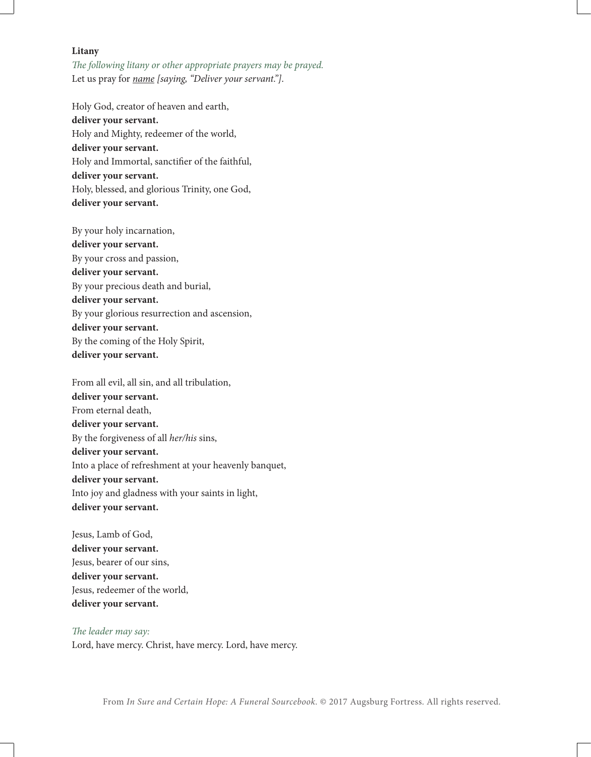**Litany**

*The following litany or other appropriate prayers may be prayed.*

Let us pray for <u>*name*</u> *[saying, "Deliver your servant."]*.

Holy God, creator of heaven and earth,
**deliver your servant.**
Holy and Mighty, redeemer of the world,
**deliver your servant.**
Holy and Immortal, sanctifier of the faithful,
**deliver your servant.**
Holy, blessed, and glorious Trinity, one God,
**deliver your servant.**

By your holy incarnation,
**deliver your servant.**
By your cross and passion,
**deliver your servant.**
By your precious death and burial,
**deliver your servant.**
By your glorious resurrection and ascension,
**deliver your servant.**
By the coming of the Holy Spirit,
**deliver your servant.**

From all evil, all sin, and all tribulation,
**deliver your servant.**
From eternal death,
**deliver your servant.**
By the forgiveness of all *her/his* sins,
**deliver your servant.**
Into a place of refreshment at your heavenly banquet,
**deliver your servant.**
Into joy and gladness with your saints in light,
**deliver your servant.**

Jesus, Lamb of God,
**deliver your servant.**
Jesus, bearer of our sins,
**deliver your servant.**
Jesus, redeemer of the world,
**deliver your servant.**

*The leader may say:*

Lord, have mercy. Christ, have mercy. Lord, have mercy.

From *In Sure and Certain Hope: A Funeral Sourcebook.* © 2017 Augsburg Fortress. All rights reserved.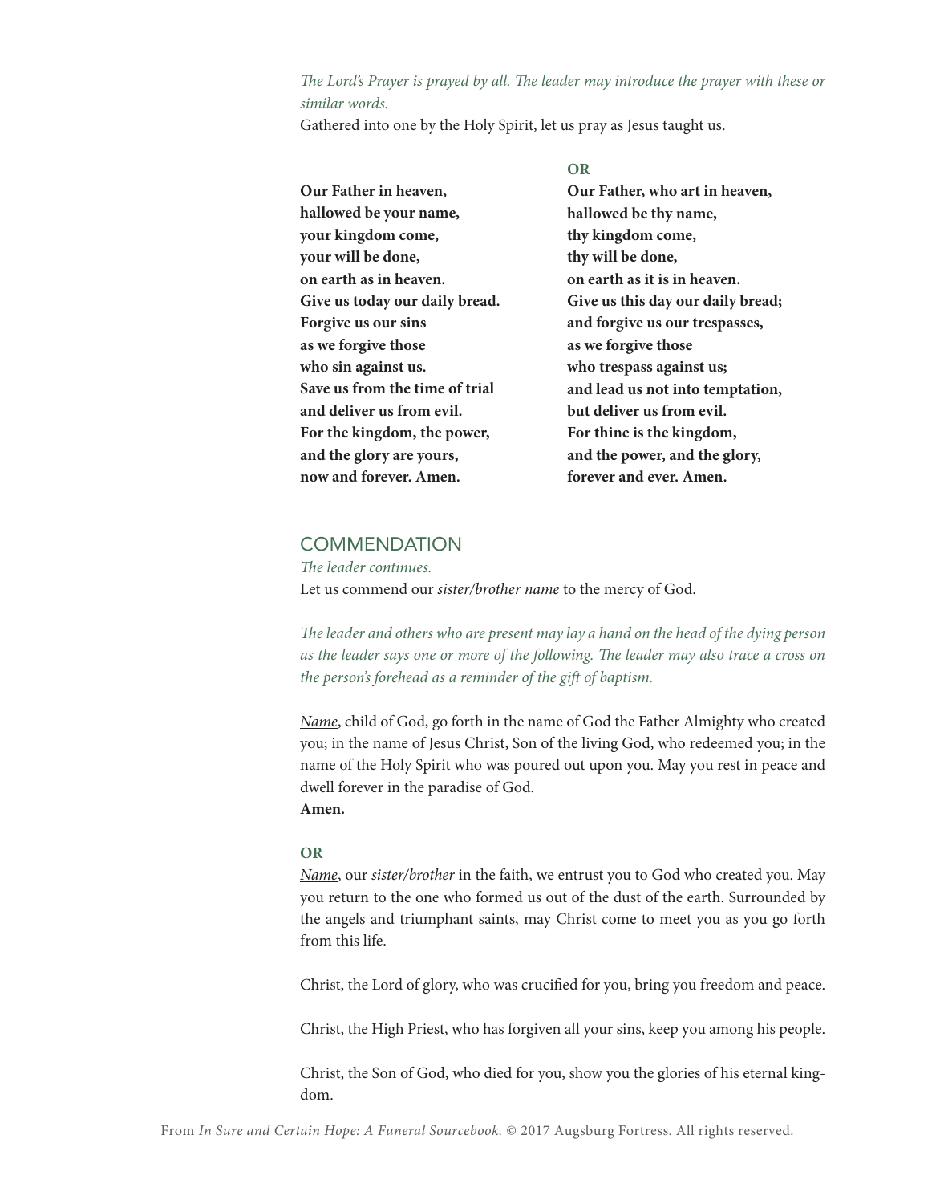*The Lord's Prayer is prayed by all. The leader may introduce the prayer with these or similar words.*

Gathered into one by the Holy Spirit, let us pray as Jesus taught us.

**Our Father in heaven,**
**hallowed be your name,**
**your kingdom come,**
**your will be done,**
**on earth as in heaven.**
**Give us today our daily bread.**
**Forgive us our sins**
**as we forgive those**
**who sin against us.**
**Save us from the time of trial**
**and deliver us from evil.**
**For the kingdom, the power,**
**and the glory are yours,**
**now and forever. Amen.**

**OR**

**Our Father, who art in heaven,**
**hallowed be thy name,**
**thy kingdom come,**
**thy will be done,**
**on earth as it is in heaven.**
**Give us this day our daily bread;**
**and forgive us our trespasses,**
**as we forgive those**
**who trespass against us;**
**and lead us not into temptation,**
**but deliver us from evil.**
**For thine is the kingdom,**
**and the power, and the glory,**
**forever and ever. Amen.**

## COMMENDATION

*The leader continues.*

Let us commend our *sister/brother* <u>*name*</u> to the mercy of God.

*The leader and others who are present may lay a hand on the head of the dying person as the leader says one or more of the following. The leader may also trace a cross on the person's forehead as a reminder of the gift of baptism.*

<u>*Name*</u>, child of God, go forth in the name of God the Father Almighty who created you; in the name of Jesus Christ, Son of the living God, who redeemed you; in the name of the Holy Spirit who was poured out upon you. May you rest in peace and dwell forever in the paradise of God.

**Amen.**

**OR**

<u>*Name*</u>, our *sister/brother* in the faith, we entrust you to God who created you. May you return to the one who formed us out of the dust of the earth. Surrounded by the angels and triumphant saints, may Christ come to meet you as you go forth from this life.

Christ, the Lord of glory, who was crucified for you, bring you freedom and peace.

Christ, the High Priest, who has forgiven all your sins, keep you among his people.

Christ, the Son of God, who died for you, show you the glories of his eternal kingdom.

From *In Sure and Certain Hope: A Funeral Sourcebook.* © 2017 Augsburg Fortress. All rights reserved.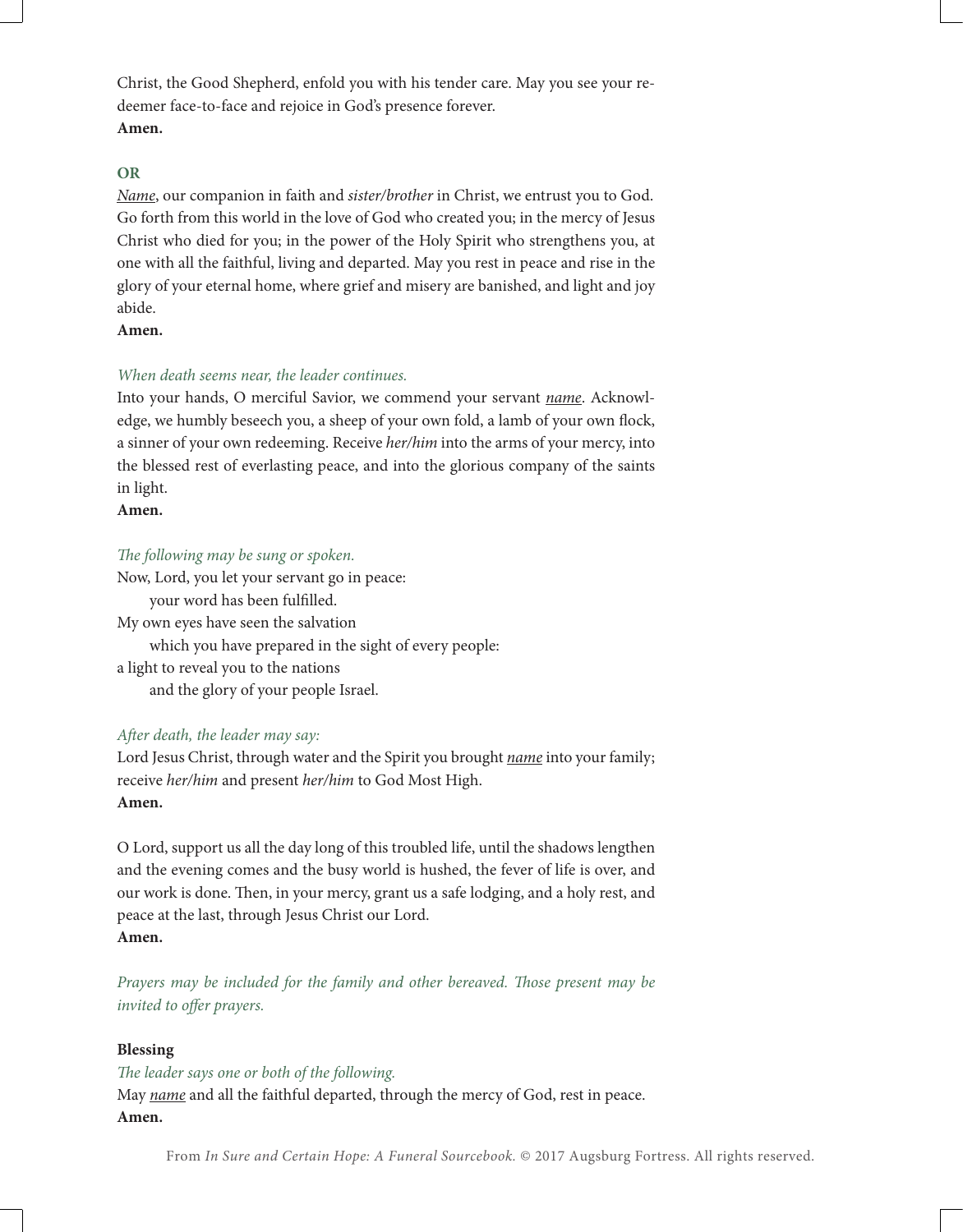Christ, the Good Shepherd, enfold you with his tender care. May you see your redeemer face-to-face and rejoice in God's presence forever.
**Amen.**

**OR**

*Name*, our companion in faith and *sister/brother* in Christ, we entrust you to God. Go forth from this world in the love of God who created you; in the mercy of Jesus Christ who died for you; in the power of the Holy Spirit who strengthens you, at one with all the faithful, living and departed. May you rest in peace and rise in the glory of your eternal home, where grief and misery are banished, and light and joy abide.
**Amen.**

*When death seems near, the leader continues.*

Into your hands, O merciful Savior, we commend your servant *name*. Acknowledge, we humbly beseech you, a sheep of your own fold, a lamb of your own flock, a sinner of your own redeeming. Receive *her/him* into the arms of your mercy, into the blessed rest of everlasting peace, and into the glorious company of the saints in light.
**Amen.**

*The following may be sung or spoken.*

Now, Lord, you let your servant go in peace:
    your word has been fulfilled.
My own eyes have seen the salvation
    which you have prepared in the sight of every people:
a light to reveal you to the nations
    and the glory of your people Israel.

*After death, the leader may say:*

Lord Jesus Christ, through water and the Spirit you brought *name* into your family; receive *her/him* and present *her/him* to God Most High.
**Amen.**

O Lord, support us all the day long of this troubled life, until the shadows lengthen and the evening comes and the busy world is hushed, the fever of life is over, and our work is done. Then, in your mercy, grant us a safe lodging, and a holy rest, and peace at the last, through Jesus Christ our Lord.
**Amen.**

*Prayers may be included for the family and other bereaved. Those present may be invited to offer prayers.*

**Blessing**

*The leader says one or both of the following.*

May *name* and all the faithful departed, through the mercy of God, rest in peace.
**Amen.**

From *In Sure and Certain Hope: A Funeral Sourcebook.* © 2017 Augsburg Fortress. All rights reserved.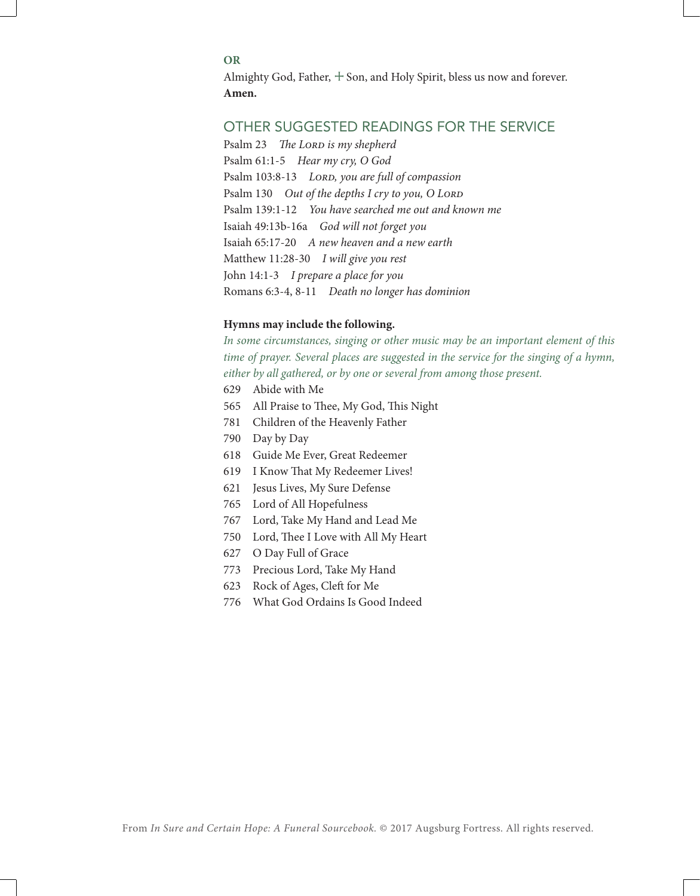**OR**

Almighty God, Father, + Son, and Holy Spirit, bless us now and forever.
**Amen.**

## OTHER SUGGESTED READINGS FOR THE SERVICE

Psalm 23 *The Lord is my shepherd*
Psalm 61:1-5 *Hear my cry, O God*
Psalm 103:8-13 *Lord, you are full of compassion*
Psalm 130 *Out of the depths I cry to you, O Lord*
Psalm 139:1-12 *You have searched me out and known me*
Isaiah 49:13b-16a *God will not forget you*
Isaiah 65:17-20 *A new heaven and a new earth*
Matthew 11:28-30 *I will give you rest*
John 14:1-3 *I prepare a place for you*
Romans 6:3-4, 8-11 *Death no longer has dominion*

**Hymns may include the following.**

*In some circumstances, singing or other music may be an important element of this time of prayer. Several places are suggested in the service for the singing of a hymn, either by all gathered, or by one or several from among those present.*

629 Abide with Me
565 All Praise to Thee, My God, This Night
781 Children of the Heavenly Father
790 Day by Day
618 Guide Me Ever, Great Redeemer
619 I Know That My Redeemer Lives!
621 Jesus Lives, My Sure Defense
765 Lord of All Hopefulness
767 Lord, Take My Hand and Lead Me
750 Lord, Thee I Love with All My Heart
627 O Day Full of Grace
773 Precious Lord, Take My Hand
623 Rock of Ages, Cleft for Me
776 What God Ordains Is Good Indeed

From *In Sure and Certain Hope: A Funeral Sourcebook.* © 2017 Augsburg Fortress. All rights reserved.